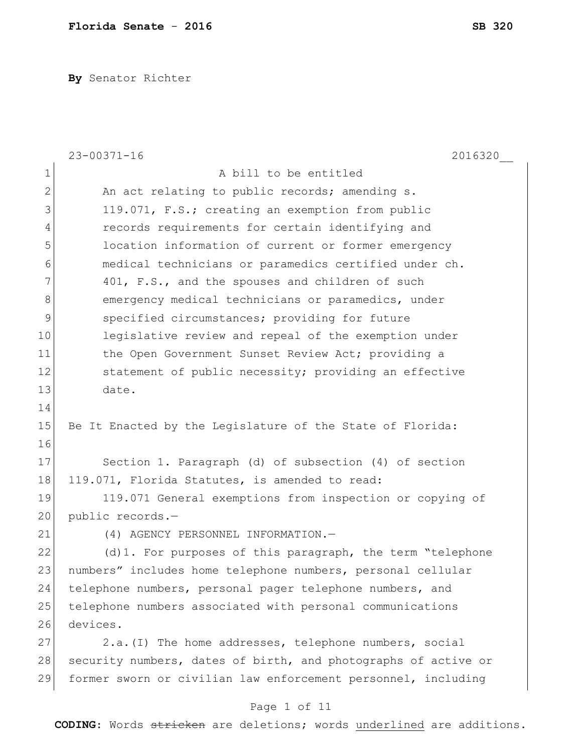**By** Senator Richter

23-00371-16 2016320__

A bill to be entitled

An act relating to public records; amending s. 119.071, F.S.; creating an exemption from public records requirements for certain identifying and location information of current or former emergency medical technicians or paramedics certified under ch. 401, F.S., and the spouses and children of such emergency medical technicians or paramedics, under specified circumstances; providing for future legislative review and repeal of the exemption under the Open Government Sunset Review Act; providing a statement of public necessity; providing an effective date.

Be It Enacted by the Legislature of the State of Florida:

Section 1. Paragraph (d) of subsection (4) of section 119.071, Florida Statutes, is amended to read:

119.071 General exemptions from inspection or copying of public records.—

(4) AGENCY PERSONNEL INFORMATION.—

(d)1. For purposes of this paragraph, the term "telephone numbers" includes home telephone numbers, personal cellular telephone numbers, personal pager telephone numbers, and telephone numbers associated with personal communications devices.

2.a.(I) The home addresses, telephone numbers, social security numbers, dates of birth, and photographs of active or former sworn or civilian law enforcement personnel, including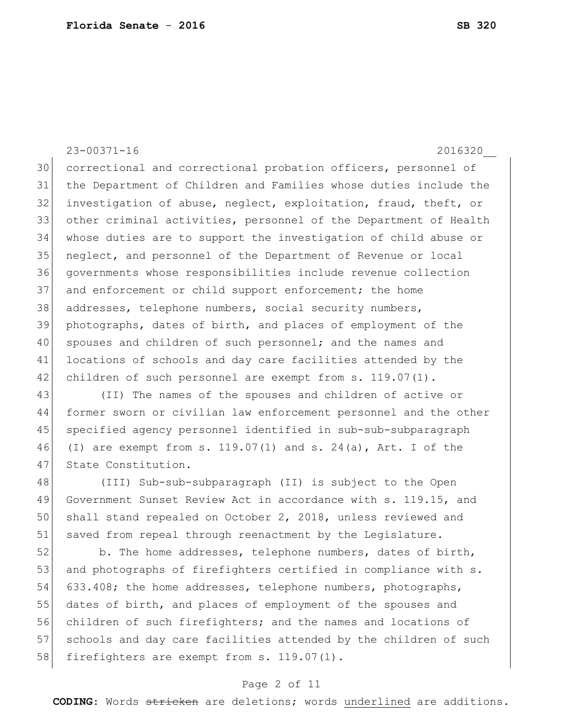correctional and correctional probation officers, personnel of the Department of Children and Families whose duties include the investigation of abuse, neglect, exploitation, fraud, theft, or other criminal activities, personnel of the Department of Health whose duties are to support the investigation of child abuse or neglect, and personnel of the Department of Revenue or local governments whose responsibilities include revenue collection and enforcement or child support enforcement; the home addresses, telephone numbers, social security numbers, photographs, dates of birth, and places of employment of the spouses and children of such personnel; and the names and locations of schools and day care facilities attended by the children of such personnel are exempt from s. 119.07(1).

(II) The names of the spouses and children of active or former sworn or civilian law enforcement personnel and the other specified agency personnel identified in sub-sub-subparagraph (I) are exempt from s. 119.07(1) and s. 24(a), Art. I of the State Constitution.

(III) Sub-sub-subparagraph (II) is subject to the Open Government Sunset Review Act in accordance with s. 119.15, and shall stand repealed on October 2, 2018, unless reviewed and saved from repeal through reenactment by the Legislature.

b. The home addresses, telephone numbers, dates of birth, and photographs of firefighters certified in compliance with s. 633.408; the home addresses, telephone numbers, photographs, dates of birth, and places of employment of the spouses and children of such firefighters; and the names and locations of schools and day care facilities attended by the children of such firefighters are exempt from s. 119.07(1).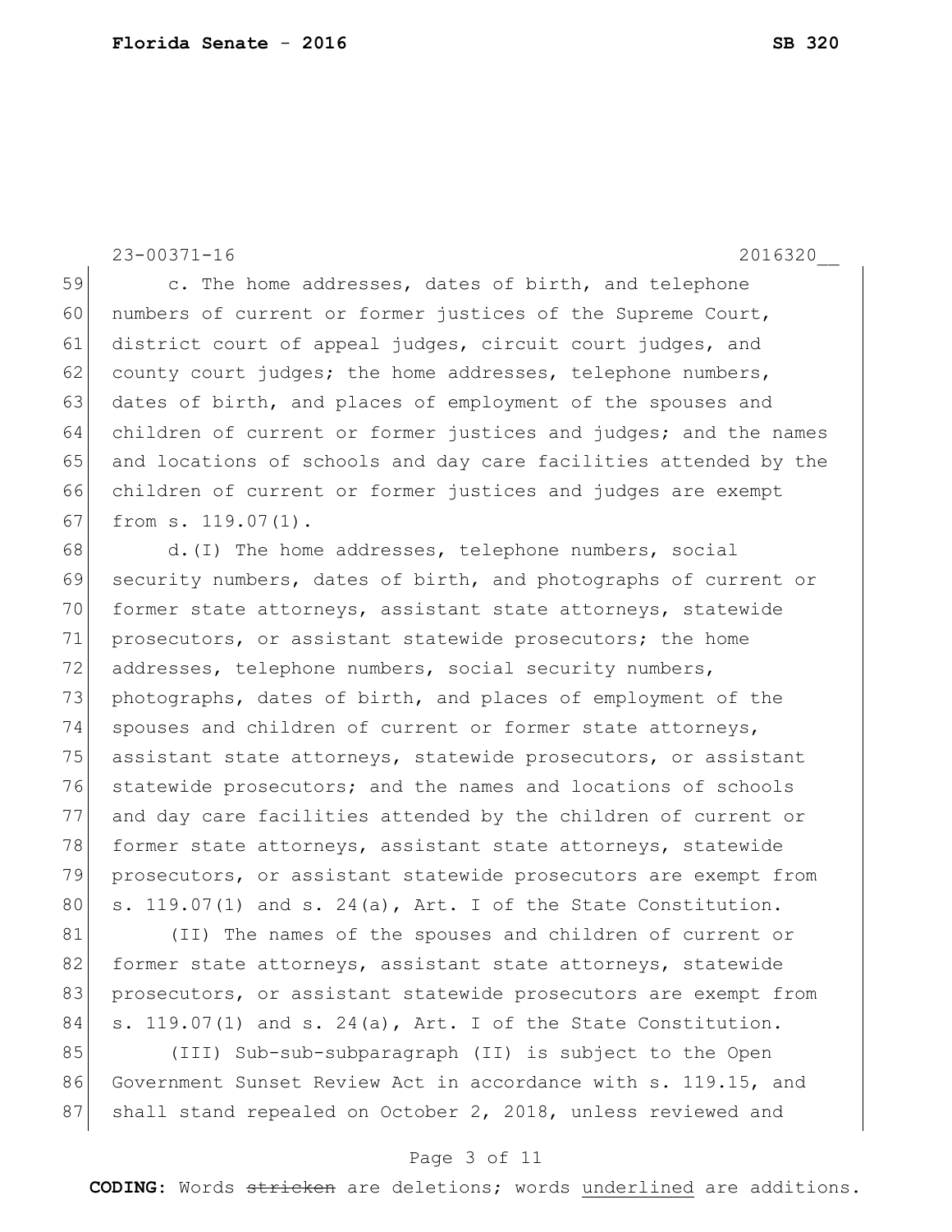c. The home addresses, dates of birth, and telephone numbers of current or former justices of the Supreme Court, district court of appeal judges, circuit court judges, and county court judges; the home addresses, telephone numbers, dates of birth, and places of employment of the spouses and children of current or former justices and judges; and the names and locations of schools and day care facilities attended by the children of current or former justices and judges are exempt from s. 119.07(1).

d.(I) The home addresses, telephone numbers, social security numbers, dates of birth, and photographs of current or former state attorneys, assistant state attorneys, statewide prosecutors, or assistant statewide prosecutors; the home addresses, telephone numbers, social security numbers, photographs, dates of birth, and places of employment of the spouses and children of current or former state attorneys, assistant state attorneys, statewide prosecutors, or assistant statewide prosecutors; and the names and locations of schools and day care facilities attended by the children of current or former state attorneys, assistant state attorneys, statewide prosecutors, or assistant statewide prosecutors are exempt from s. 119.07(1) and s. 24(a), Art. I of the State Constitution.

(II) The names of the spouses and children of current or former state attorneys, assistant state attorneys, statewide prosecutors, or assistant statewide prosecutors are exempt from s. 119.07(1) and s. 24(a), Art. I of the State Constitution.

(III) Sub-sub-subparagraph (II) is subject to the Open Government Sunset Review Act in accordance with s. 119.15, and shall stand repealed on October 2, 2018, unless reviewed and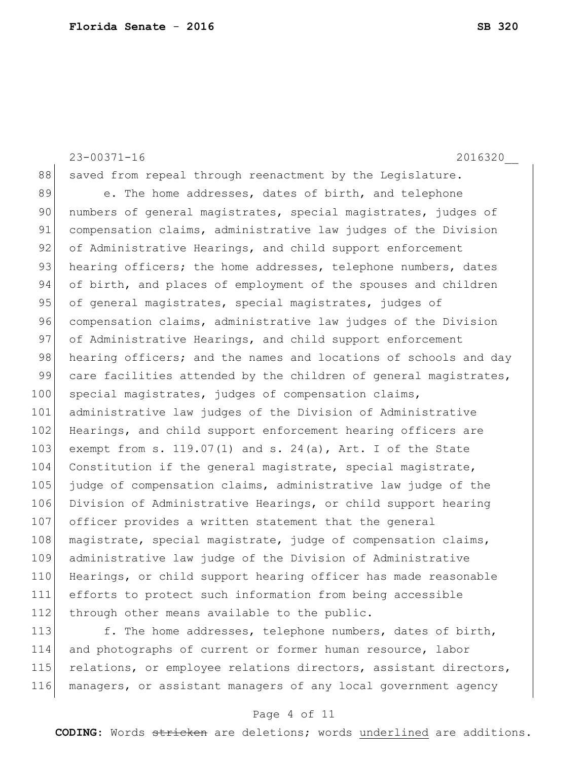saved from repeal through reenactment by the Legislature.

e. The home addresses, dates of birth, and telephone numbers of general magistrates, special magistrates, judges of compensation claims, administrative law judges of the Division of Administrative Hearings, and child support enforcement hearing officers; the home addresses, telephone numbers, dates of birth, and places of employment of the spouses and children of general magistrates, special magistrates, judges of compensation claims, administrative law judges of the Division of Administrative Hearings, and child support enforcement hearing officers; and the names and locations of schools and day care facilities attended by the children of general magistrates, special magistrates, judges of compensation claims, administrative law judges of the Division of Administrative Hearings, and child support enforcement hearing officers are exempt from s. 119.07(1) and s. 24(a), Art. I of the State Constitution if the general magistrate, special magistrate, judge of compensation claims, administrative law judge of the Division of Administrative Hearings, or child support hearing officer provides a written statement that the general magistrate, special magistrate, judge of compensation claims, administrative law judge of the Division of Administrative Hearings, or child support hearing officer has made reasonable efforts to protect such information from being accessible through other means available to the public.

f. The home addresses, telephone numbers, dates of birth, and photographs of current or former human resource, labor relations, or employee relations directors, assistant directors, managers, or assistant managers of any local government agency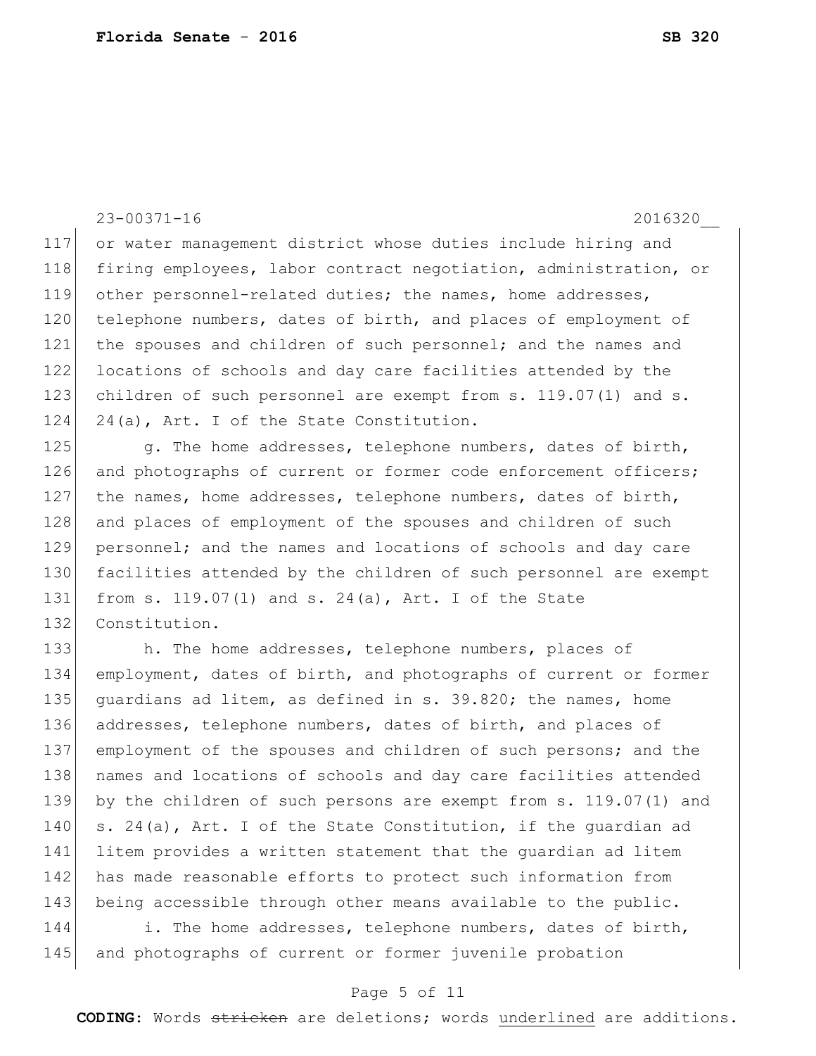or water management district whose duties include hiring and firing employees, labor contract negotiation, administration, or other personnel-related duties; the names, home addresses, telephone numbers, dates of birth, and places of employment of the spouses and children of such personnel; and the names and locations of schools and day care facilities attended by the children of such personnel are exempt from s. 119.07(1) and s. 24(a), Art. I of the State Constitution.

g. The home addresses, telephone numbers, dates of birth, and photographs of current or former code enforcement officers; the names, home addresses, telephone numbers, dates of birth, and places of employment of the spouses and children of such personnel; and the names and locations of schools and day care facilities attended by the children of such personnel are exempt from s. 119.07(1) and s. 24(a), Art. I of the State Constitution.

h. The home addresses, telephone numbers, places of employment, dates of birth, and photographs of current or former guardians ad litem, as defined in s. 39.820; the names, home addresses, telephone numbers, dates of birth, and places of employment of the spouses and children of such persons; and the names and locations of schools and day care facilities attended by the children of such persons are exempt from s. 119.07(1) and s. 24(a), Art. I of the State Constitution, if the guardian ad litem provides a written statement that the guardian ad litem has made reasonable efforts to protect such information from being accessible through other means available to the public.

i. The home addresses, telephone numbers, dates of birth, and photographs of current or former juvenile probation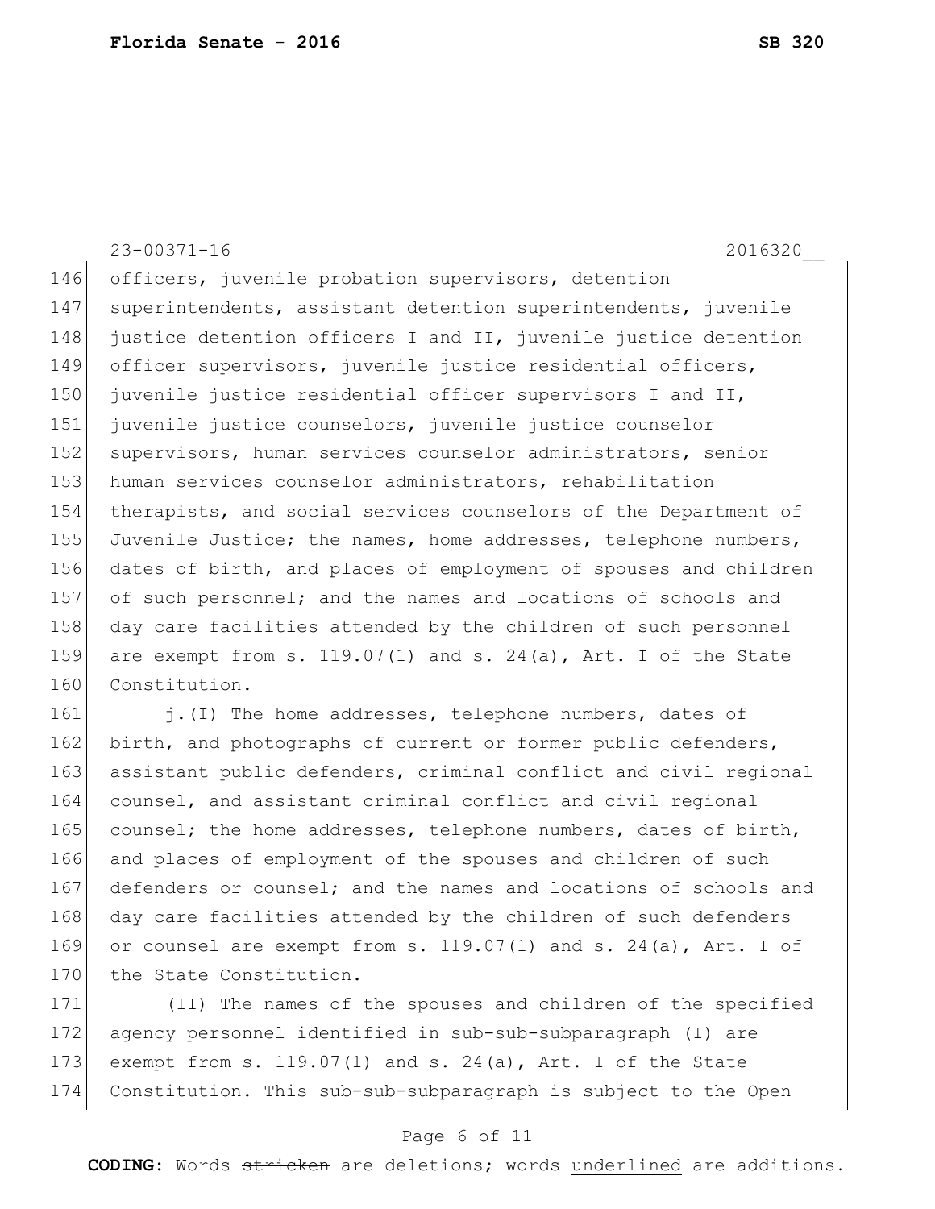officers, juvenile probation supervisors, detention superintendents, assistant detention superintendents, juvenile justice detention officers I and II, juvenile justice detention officer supervisors, juvenile justice residential officers, juvenile justice residential officer supervisors I and II, juvenile justice counselors, juvenile justice counselor supervisors, human services counselor administrators, senior human services counselor administrators, rehabilitation therapists, and social services counselors of the Department of Juvenile Justice; the names, home addresses, telephone numbers, dates of birth, and places of employment of spouses and children of such personnel; and the names and locations of schools and day care facilities attended by the children of such personnel are exempt from s. 119.07(1) and s. 24(a), Art. I of the State Constitution.

j.(I) The home addresses, telephone numbers, dates of birth, and photographs of current or former public defenders, assistant public defenders, criminal conflict and civil regional counsel, and assistant criminal conflict and civil regional counsel; the home addresses, telephone numbers, dates of birth, and places of employment of the spouses and children of such defenders or counsel; and the names and locations of schools and day care facilities attended by the children of such defenders or counsel are exempt from s. 119.07(1) and s. 24(a), Art. I of the State Constitution.

(II) The names of the spouses and children of the specified agency personnel identified in sub-sub-subparagraph (I) are exempt from s. 119.07(1) and s. 24(a), Art. I of the State Constitution. This sub-sub-subparagraph is subject to the Open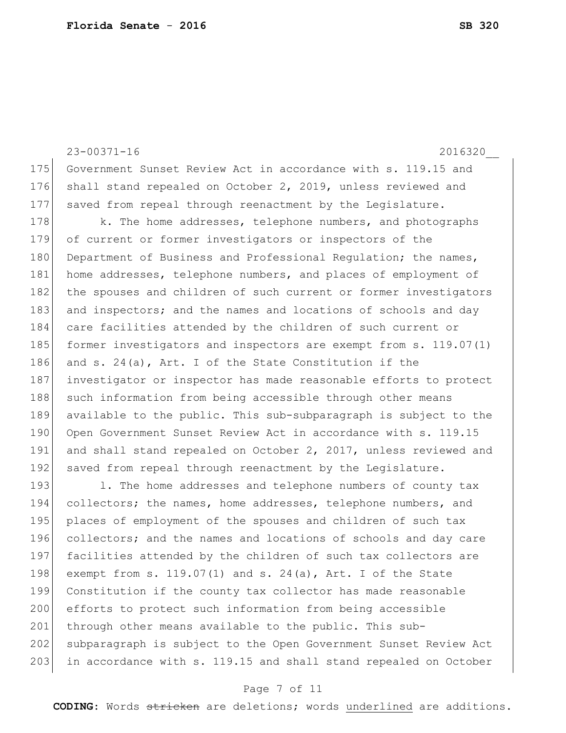Government Sunset Review Act in accordance with s. 119.15 and shall stand repealed on October 2, 2019, unless reviewed and saved from repeal through reenactment by the Legislature.

k. The home addresses, telephone numbers, and photographs of current or former investigators or inspectors of the Department of Business and Professional Regulation; the names, home addresses, telephone numbers, and places of employment of the spouses and children of such current or former investigators and inspectors; and the names and locations of schools and day care facilities attended by the children of such current or former investigators and inspectors are exempt from s. 119.07(1) and s. 24(a), Art. I of the State Constitution if the investigator or inspector has made reasonable efforts to protect such information from being accessible through other means available to the public. This sub-subparagraph is subject to the Open Government Sunset Review Act in accordance with s. 119.15 and shall stand repealed on October 2, 2017, unless reviewed and saved from repeal through reenactment by the Legislature.

l. The home addresses and telephone numbers of county tax collectors; the names, home addresses, telephone numbers, and places of employment of the spouses and children of such tax collectors; and the names and locations of schools and day care facilities attended by the children of such tax collectors are exempt from s. 119.07(1) and s. 24(a), Art. I of the State Constitution if the county tax collector has made reasonable efforts to protect such information from being accessible through other means available to the public. This sub-subparagraph is subject to the Open Government Sunset Review Act in accordance with s. 119.15 and shall stand repealed on October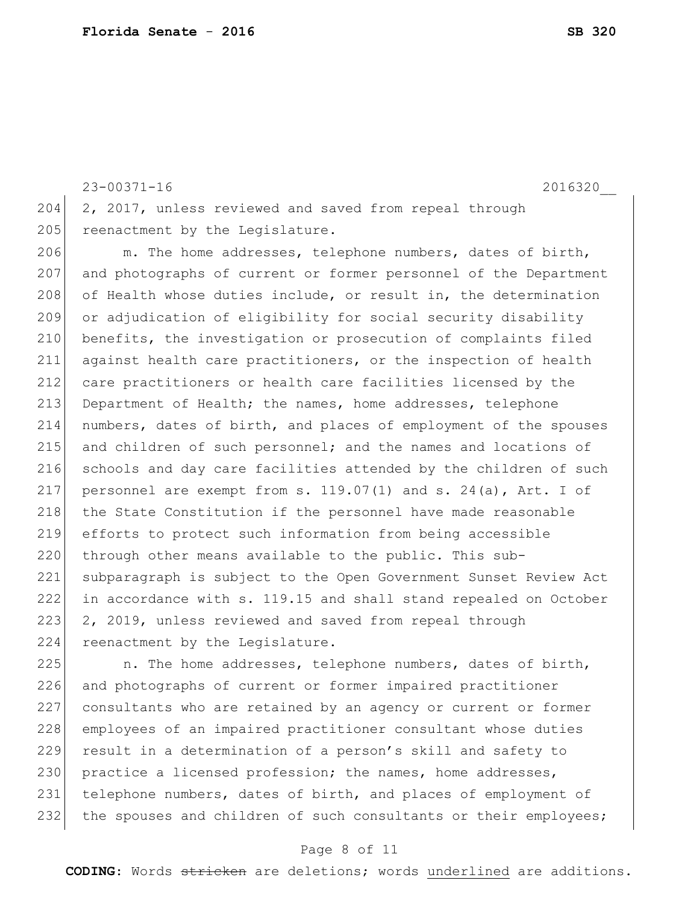2, 2017, unless reviewed and saved from repeal through reenactment by the Legislature.

m. The home addresses, telephone numbers, dates of birth, and photographs of current or former personnel of the Department of Health whose duties include, or result in, the determination or adjudication of eligibility for social security disability benefits, the investigation or prosecution of complaints filed against health care practitioners, or the inspection of health care practitioners or health care facilities licensed by the Department of Health; the names, home addresses, telephone numbers, dates of birth, and places of employment of the spouses and children of such personnel; and the names and locations of schools and day care facilities attended by the children of such personnel are exempt from s. 119.07(1) and s. 24(a), Art. I of the State Constitution if the personnel have made reasonable efforts to protect such information from being accessible through other means available to the public. This sub-subparagraph is subject to the Open Government Sunset Review Act in accordance with s. 119.15 and shall stand repealed on October 2, 2019, unless reviewed and saved from repeal through reenactment by the Legislature.

n. The home addresses, telephone numbers, dates of birth, and photographs of current or former impaired practitioner consultants who are retained by an agency or current or former employees of an impaired practitioner consultant whose duties result in a determination of a person's skill and safety to practice a licensed profession; the names, home addresses, telephone numbers, dates of birth, and places of employment of the spouses and children of such consultants or their employees;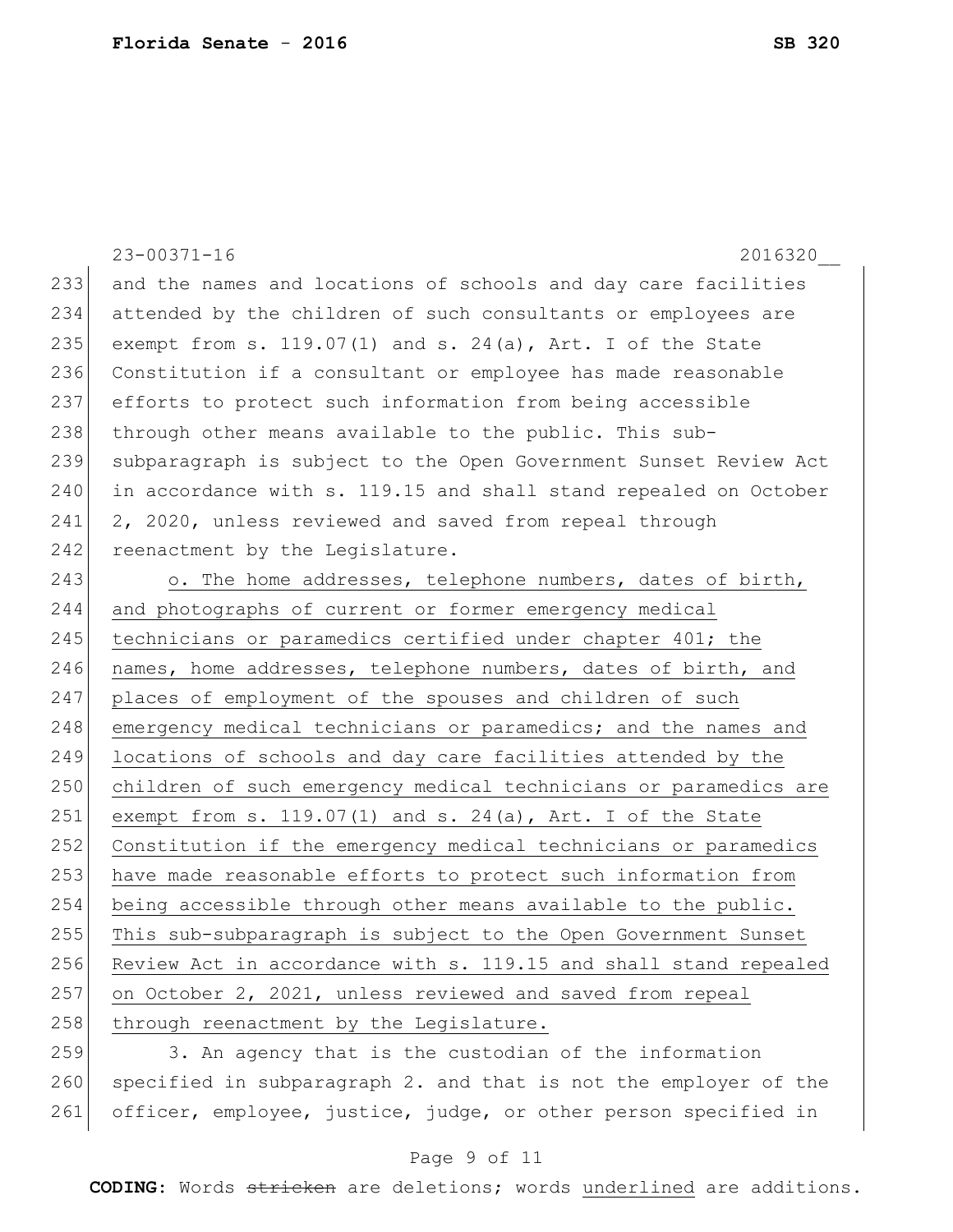and the names and locations of schools and day care facilities attended by the children of such consultants or employees are exempt from s. 119.07(1) and s. 24(a), Art. I of the State Constitution if a consultant or employee has made reasonable efforts to protect such information from being accessible through other means available to the public. This sub-subparagraph is subject to the Open Government Sunset Review Act in accordance with s. 119.15 and shall stand repealed on October 2, 2020, unless reviewed and saved from repeal through reenactment by the Legislature.

<u>o. The home addresses, telephone numbers, dates of birth, and photographs of current or former emergency medical technicians or paramedics certified under chapter 401; the names, home addresses, telephone numbers, dates of birth, and places of employment of the spouses and children of such emergency medical technicians or paramedics; and the names and locations of schools and day care facilities attended by the children of such emergency medical technicians or paramedics are exempt from s. 119.07(1) and s. 24(a), Art. I of the State Constitution if the emergency medical technicians or paramedics have made reasonable efforts to protect such information from being accessible through other means available to the public. This sub-subparagraph is subject to the Open Government Sunset Review Act in accordance with s. 119.15 and shall stand repealed on October 2, 2021, unless reviewed and saved from repeal through reenactment by the Legislature.</u>

3. An agency that is the custodian of the information specified in subparagraph 2. and that is not the employer of the officer, employee, justice, judge, or other person specified in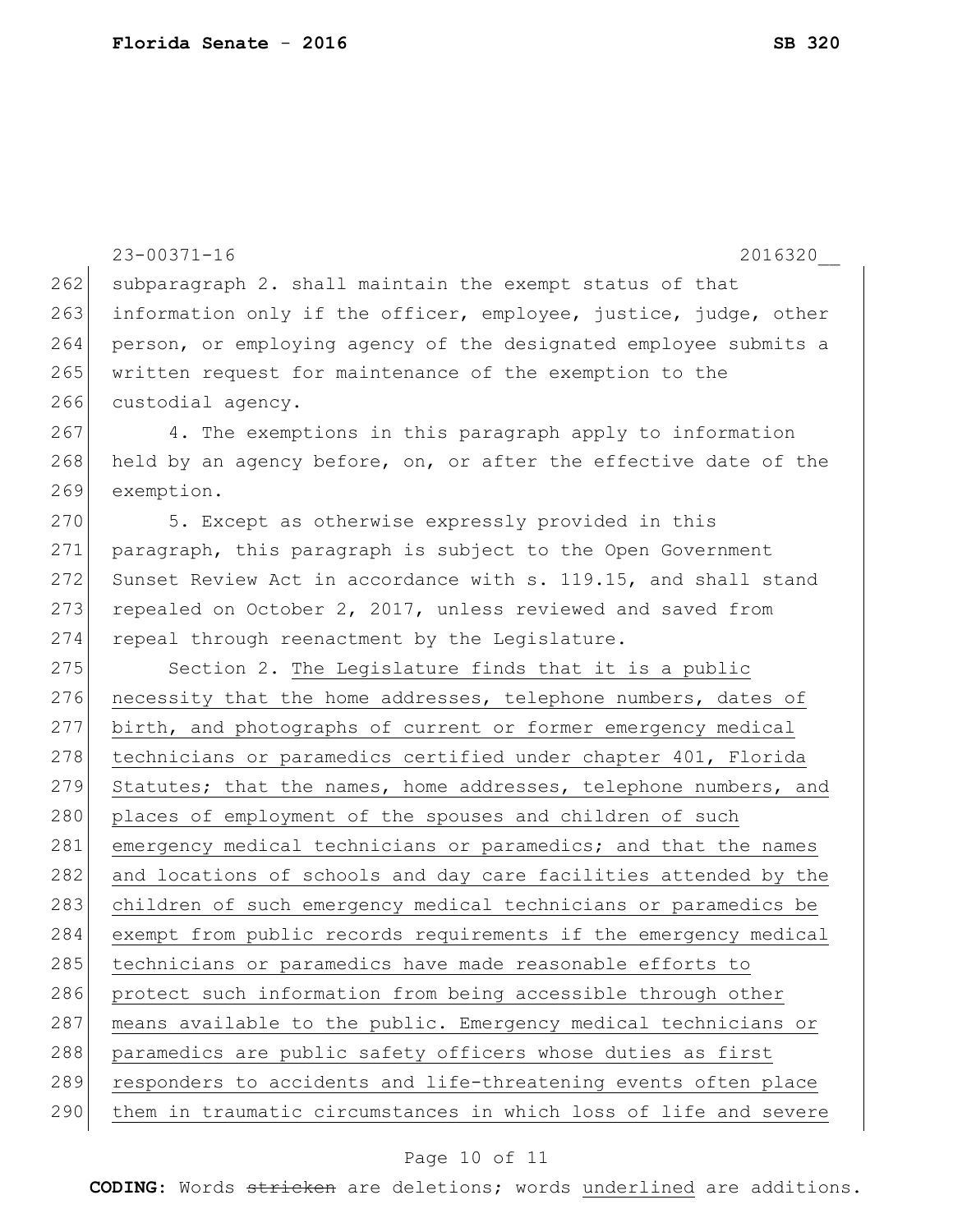subparagraph 2. shall maintain the exempt status of that information only if the officer, employee, justice, judge, other person, or employing agency of the designated employee submits a written request for maintenance of the exemption to the custodial agency.

4. The exemptions in this paragraph apply to information held by an agency before, on, or after the effective date of the exemption.

5. Except as otherwise expressly provided in this paragraph, this paragraph is subject to the Open Government Sunset Review Act in accordance with s. 119.15, and shall stand repealed on October 2, 2017, unless reviewed and saved from repeal through reenactment by the Legislature.

Section 2. The Legislature finds that it is a public necessity that the home addresses, telephone numbers, dates of birth, and photographs of current or former emergency medical technicians or paramedics certified under chapter 401, Florida Statutes; that the names, home addresses, telephone numbers, and places of employment of the spouses and children of such emergency medical technicians or paramedics; and that the names and locations of schools and day care facilities attended by the children of such emergency medical technicians or paramedics be exempt from public records requirements if the emergency medical technicians or paramedics have made reasonable efforts to protect such information from being accessible through other means available to the public. Emergency medical technicians or paramedics are public safety officers whose duties as first responders to accidents and life-threatening events often place them in traumatic circumstances in which loss of life and severe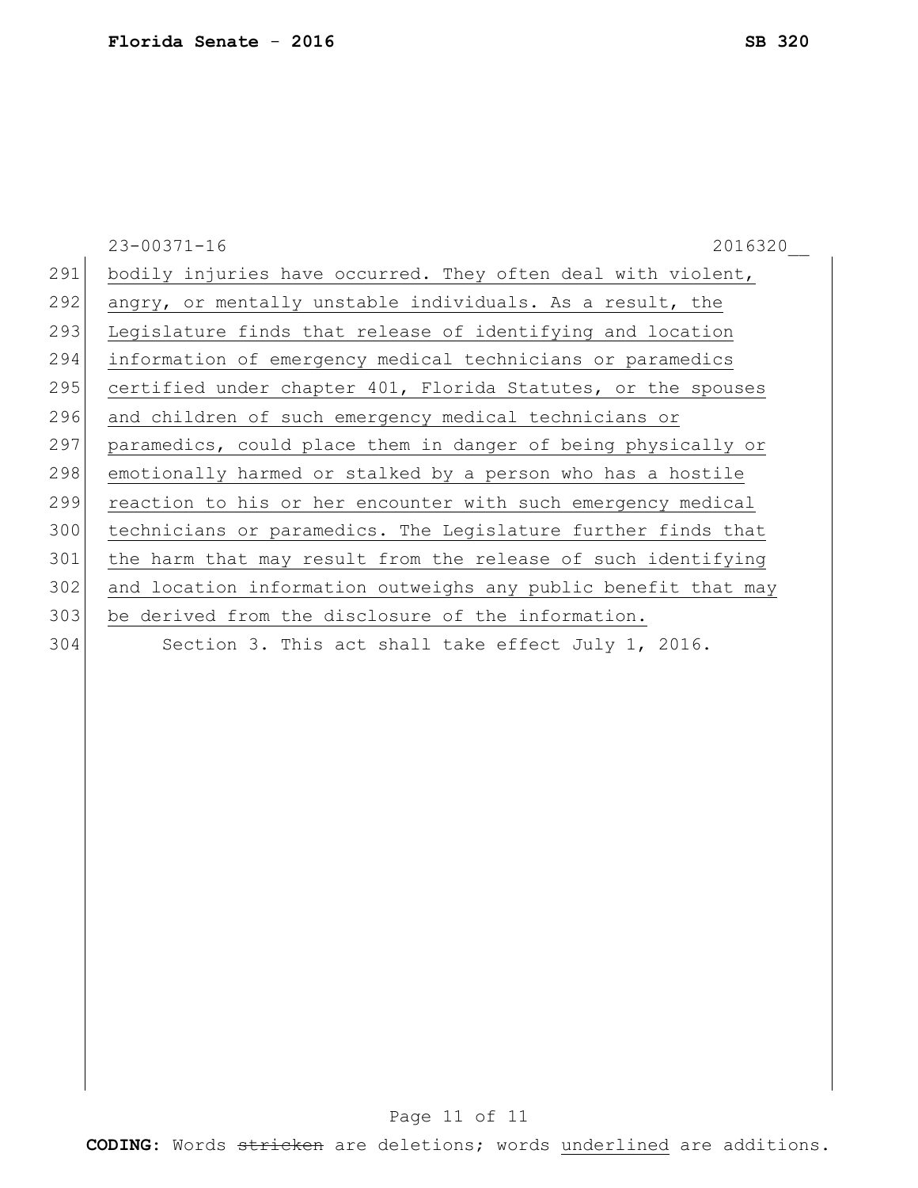23-00371-16 2016320__

291 bodily injuries have occurred. They often deal with violent,
292 angry, or mentally unstable individuals. As a result, the
293 Legislature finds that release of identifying and location
294 information of emergency medical technicians or paramedics
295 certified under chapter 401, Florida Statutes, or the spouses
296 and children of such emergency medical technicians or
297 paramedics, could place them in danger of being physically or
298 emotionally harmed or stalked by a person who has a hostile
299 reaction to his or her encounter with such emergency medical
300 technicians or paramedics. The Legislature further finds that
301 the harm that may result from the release of such identifying
302 and location information outweighs any public benefit that may
303 be derived from the disclosure of the information.
304 Section 3. This act shall take effect July 1, 2016.

**CODING:** Words ~~stricken~~ are deletions; words underlined are additions.